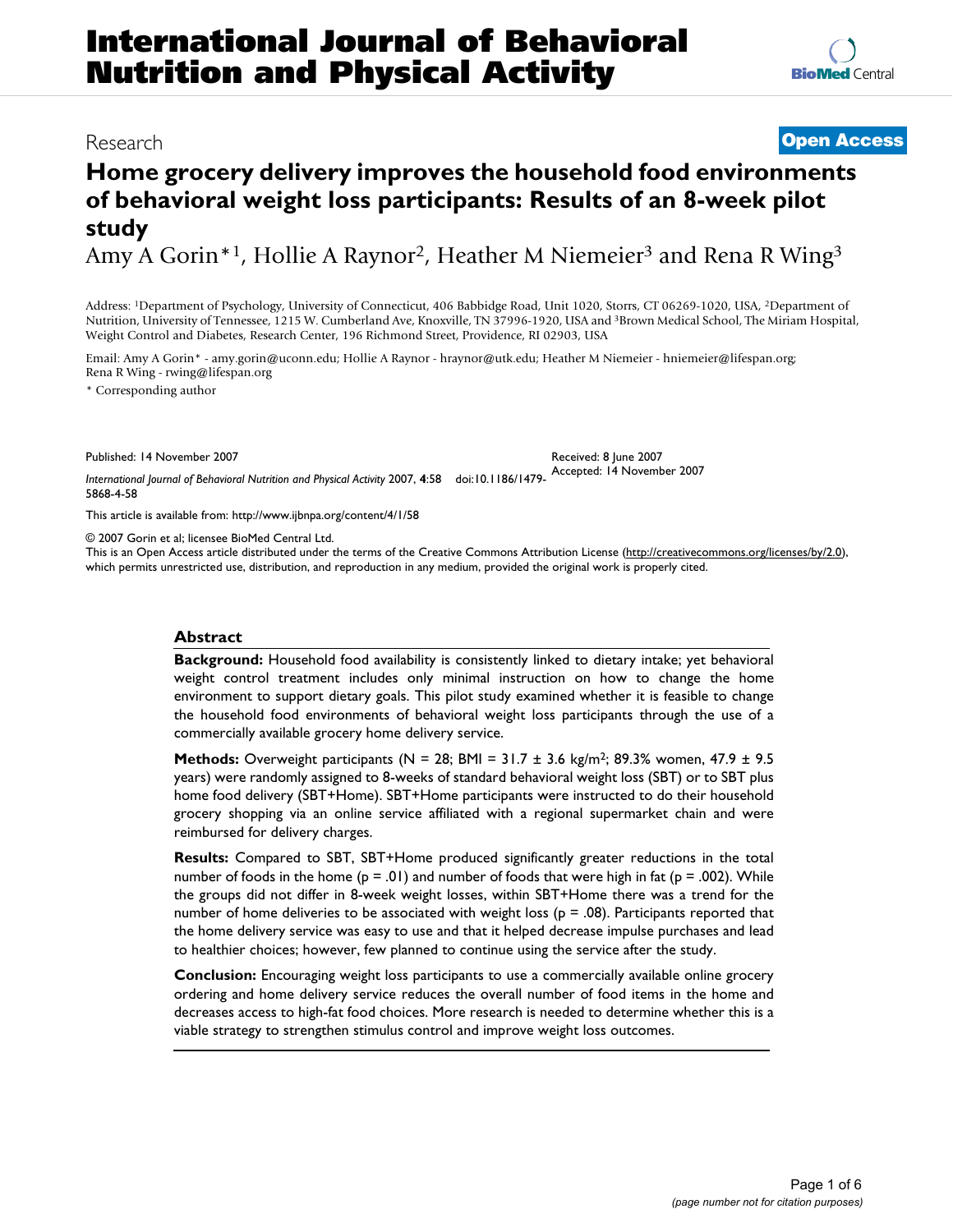# International Journal of Behavioral Nutrition and Physical Activity

Research

**Open Access**

# Home grocery delivery improves the household food environments of behavioral weight loss participants: Results of an 8-week pilot study

Amy A Gorin*[1], Hollie A Raynor[2], Heather M Niemeier[3] and Rena R Wing[3]

Address: [1]Department of Psychology, University of Connecticut, 406 Babbidge Road, Unit 1020, Storrs, CT 06269-1020, USA, [2]Department of Nutrition, University of Tennessee, 1215 W. Cumberland Ave, Knoxville, TN 37996-1920, USA and [3]Brown Medical School, The Miriam Hospital, Weight Control and Diabetes, Research Center, 196 Richmond Street, Providence, RI 02903, USA

Email: Amy A Gorin* - amy.gorin@uconn.edu; Hollie A Raynor - hraynor@utk.edu; Heather M Niemeier - hniemeier@lifespan.org; Rena R Wing - rwing@lifespan.org

* Corresponding author

Published: 14 November 2007

*International Journal of Behavioral Nutrition and Physical Activity* 2007, **4**:58 doi:10.1186/1479-5868-4-58

Received: 8 June 2007
Accepted: 14 November 2007

This article is available from: http://www.ijbnpa.org/content/4/1/58

© 2007 Gorin et al; licensee BioMed Central Ltd.
This is an Open Access article distributed under the terms of the Creative Commons Attribution License (http://creativecommons.org/licenses/by/2.0), which permits unrestricted use, distribution, and reproduction in any medium, provided the original work is properly cited.

## Abstract

**Background:** Household food availability is consistently linked to dietary intake; yet behavioral weight control treatment includes only minimal instruction on how to change the home environment to support dietary goals. This pilot study examined whether it is feasible to change the household food environments of behavioral weight loss participants through the use of a commercially available grocery home delivery service.

**Methods:** Overweight participants (N = 28; BMI = 31.7 ± 3.6 kg/m$^2$; 89.3% women, 47.9 ± 9.5 years) were randomly assigned to 8-weeks of standard behavioral weight loss (SBT) or to SBT plus home food delivery (SBT+Home). SBT+Home participants were instructed to do their household grocery shopping via an online service affiliated with a regional supermarket chain and were reimbursed for delivery charges.

**Results:** Compared to SBT, SBT+Home produced significantly greater reductions in the total number of foods in the home ($p = .01$) and number of foods that were high in fat ($p = .002$). While the groups did not differ in 8-week weight losses, within SBT+Home there was a trend for the number of home deliveries to be associated with weight loss ($p = .08$). Participants reported that the home delivery service was easy to use and that it helped decrease impulse purchases and lead to healthier choices; however, few planned to continue using the service after the study.

**Conclusion:** Encouraging weight loss participants to use a commercially available online grocery ordering and home delivery service reduces the overall number of food items in the home and decreases access to high-fat food choices. More research is needed to determine whether this is a viable strategy to strengthen stimulus control and improve weight loss outcomes.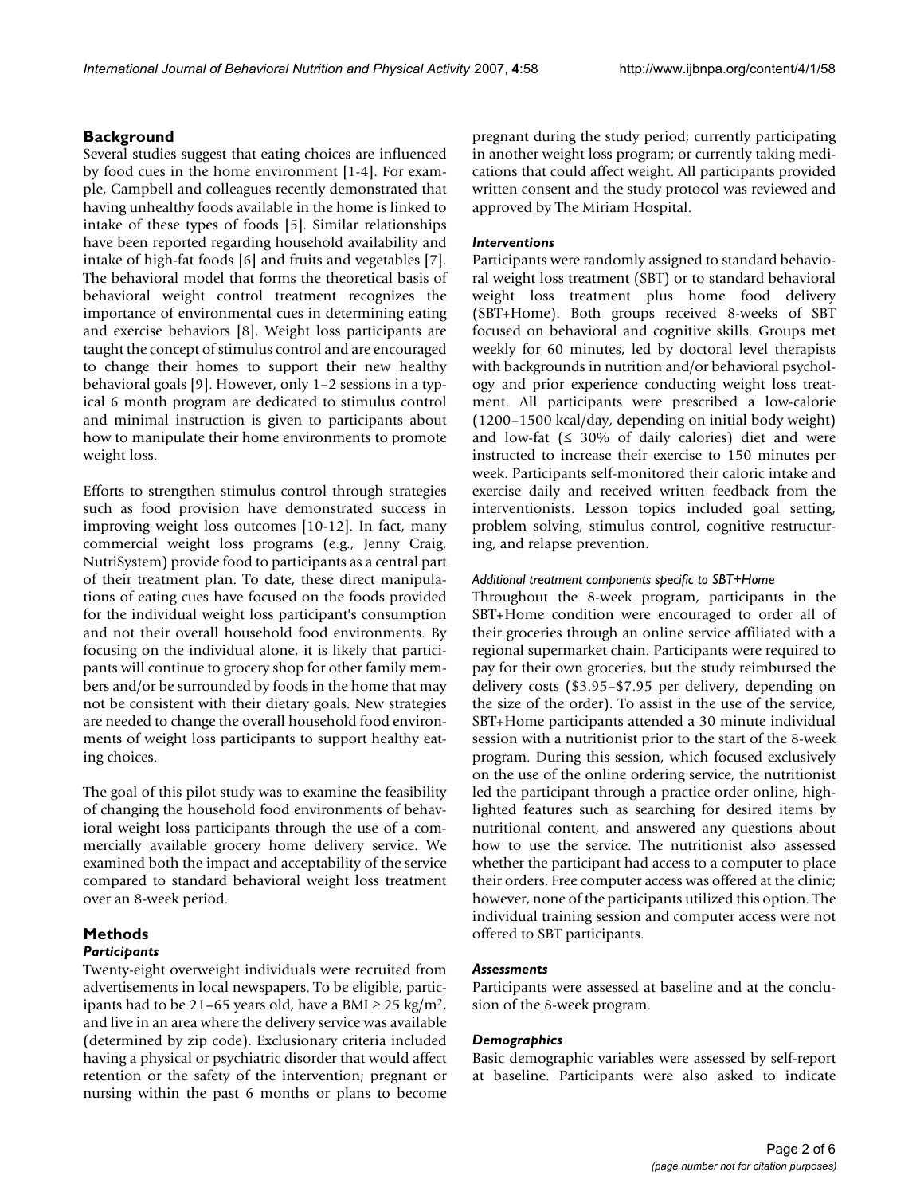## Background

Several studies suggest that eating choices are influenced by food cues in the home environment [1-4]. For example, Campbell and colleagues recently demonstrated that having unhealthy foods available in the home is linked to intake of these types of foods [5]. Similar relationships have been reported regarding household availability and intake of high-fat foods [6] and fruits and vegetables [7]. The behavioral model that forms the theoretical basis of behavioral weight control treatment recognizes the importance of environmental cues in determining eating and exercise behaviors [8]. Weight loss participants are taught the concept of stimulus control and are encouraged to change their homes to support their new healthy behavioral goals [9]. However, only 1–2 sessions in a typical 6 month program are dedicated to stimulus control and minimal instruction is given to participants about how to manipulate their home environments to promote weight loss.

Efforts to strengthen stimulus control through strategies such as food provision have demonstrated success in improving weight loss outcomes [10-12]. In fact, many commercial weight loss programs (e.g., Jenny Craig, NutriSystem) provide food to participants as a central part of their treatment plan. To date, these direct manipulations of eating cues have focused on the foods provided for the individual weight loss participant's consumption and not their overall household food environments. By focusing on the individual alone, it is likely that participants will continue to grocery shop for other family members and/or be surrounded by foods in the home that may not be consistent with their dietary goals. New strategies are needed to change the overall household food environments of weight loss participants to support healthy eating choices.

The goal of this pilot study was to examine the feasibility of changing the household food environments of behavioral weight loss participants through the use of a commercially available grocery home delivery service. We examined both the impact and acceptability of the service compared to standard behavioral weight loss treatment over an 8-week period.

## Methods

### *Participants*

Twenty-eight overweight individuals were recruited from advertisements in local newspapers. To be eligible, participants had to be 21–65 years old, have a BMI ≥ 25 kg/m$^2$, and live in an area where the delivery service was available (determined by zip code). Exclusionary criteria included having a physical or psychiatric disorder that would affect retention or the safety of the intervention; pregnant or nursing within the past 6 months or plans to become pregnant during the study period; currently participating in another weight loss program; or currently taking medications that could affect weight. All participants provided written consent and the study protocol was reviewed and approved by The Miriam Hospital.

### *Interventions*

Participants were randomly assigned to standard behavioral weight loss treatment (SBT) or to standard behavioral weight loss treatment plus home food delivery (SBT+Home). Both groups received 8-weeks of SBT focused on behavioral and cognitive skills. Groups met weekly for 60 minutes, led by doctoral level therapists with backgrounds in nutrition and/or behavioral psychology and prior experience conducting weight loss treatment. All participants were prescribed a low-calorie (1200–1500 kcal/day, depending on initial body weight) and low-fat (≤ 30% of daily calories) diet and were instructed to increase their exercise to 150 minutes per week. Participants self-monitored their caloric intake and exercise daily and received written feedback from the interventionists. Lesson topics included goal setting, problem solving, stimulus control, cognitive restructuring, and relapse prevention.

#### *Additional treatment components specific to SBT+Home*

Throughout the 8-week program, participants in the SBT+Home condition were encouraged to order all of their groceries through an online service affiliated with a regional supermarket chain. Participants were required to pay for their own groceries, but the study reimbursed the delivery costs ($3.95–$7.95 per delivery, depending on the size of the order). To assist in the use of the service, SBT+Home participants attended a 30 minute individual session with a nutritionist prior to the start of the 8-week program. During this session, which focused exclusively on the use of the online ordering service, the nutritionist led the participant through a practice order online, highlighted features such as searching for desired items by nutritional content, and answered any questions about how to use the service. The nutritionist also assessed whether the participant had access to a computer to place their orders. Free computer access was offered at the clinic; however, none of the participants utilized this option. The individual training session and computer access were not offered to SBT participants.

### *Assessments*

Participants were assessed at baseline and at the conclusion of the 8-week program.

### *Demographics*

Basic demographic variables were assessed by self-report at baseline. Participants were also asked to indicate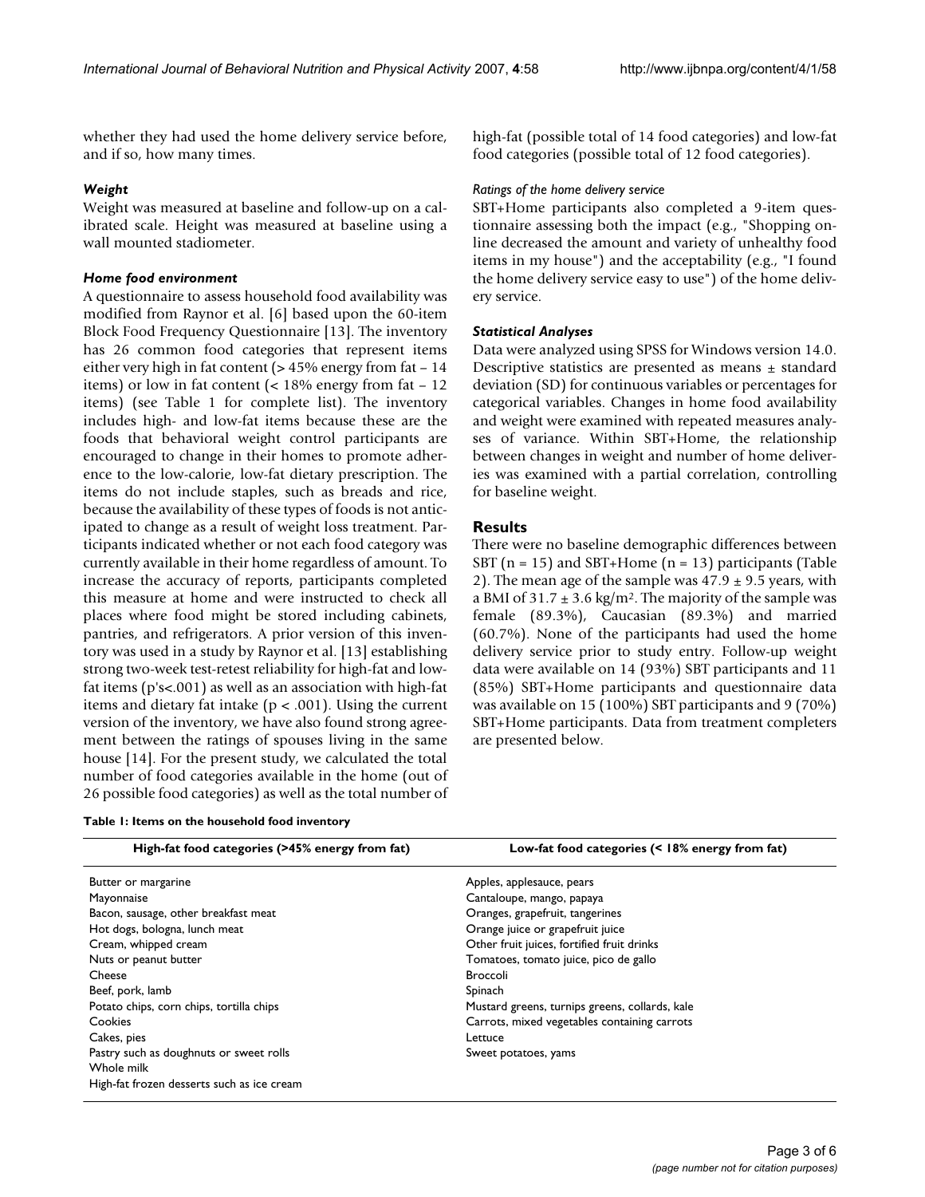whether they had used the home delivery service before, and if so, how many times.

### *Weight*

Weight was measured at baseline and follow-up on a calibrated scale. Height was measured at baseline using a wall mounted stadiometer.

### *Home food environment*

A questionnaire to assess household food availability was modified from Raynor et al. [6] based upon the 60-item Block Food Frequency Questionnaire [13]. The inventory has 26 common food categories that represent items either very high in fat content (> 45% energy from fat – 14 items) or low in fat content (< 18% energy from fat – 12 items) (see Table 1 for complete list). The inventory includes high- and low-fat items because these are the foods that behavioral weight control participants are encouraged to change in their homes to promote adherence to the low-calorie, low-fat dietary prescription. The items do not include staples, such as breads and rice, because the availability of these types of foods is not anticipated to change as a result of weight loss treatment. Participants indicated whether or not each food category was currently available in their home regardless of amount. To increase the accuracy of reports, participants completed this measure at home and were instructed to check all places where food might be stored including cabinets, pantries, and refrigerators. A prior version of this inventory was used in a study by Raynor et al. [13] establishing strong two-week test-retest reliability for high-fat and low-fat items (p's<.001) as well as an association with high-fat items and dietary fat intake ($p < .001$). Using the current version of the inventory, we have also found strong agreement between the ratings of spouses living in the same house [14]. For the present study, we calculated the total number of food categories available in the home (out of 26 possible food categories) as well as the total number of high-fat (possible total of 14 food categories) and low-fat food categories (possible total of 12 food categories).

#### *Ratings of the home delivery service*

SBT+Home participants also completed a 9-item questionnaire assessing both the impact (e.g., "Shopping online decreased the amount and variety of unhealthy food items in my house") and the acceptability (e.g., "I found the home delivery service easy to use") of the home delivery service.

### *Statistical Analyses*

Data were analyzed using SPSS for Windows version 14.0. Descriptive statistics are presented as means ± standard deviation (SD) for continuous variables or percentages for categorical variables. Changes in home food availability and weight were examined with repeated measures analyses of variance. Within SBT+Home, the relationship between changes in weight and number of home deliveries was examined with a partial correlation, controlling for baseline weight.

## Results

There were no baseline demographic differences between SBT (n = 15) and SBT+Home (n = 13) participants (Table 2). The mean age of the sample was 47.9 ± 9.5 years, with a BMI of 31.7 ± 3.6 kg/m$^2$. The majority of the sample was female (89.3%), Caucasian (89.3%) and married (60.7%). None of the participants had used the home delivery service prior to study entry. Follow-up weight data were available on 14 (93%) SBT participants and 11 (85%) SBT+Home participants and questionnaire data was available on 15 (100%) SBT participants and 9 (70%) SBT+Home participants. Data from treatment completers are presented below.

**Table 1: Items on the household food inventory**

| High-fat food categories (>45% energy from fat) | Low-fat food categories (< 18% energy from fat) |
|---|---|
| Butter or margarine | Apples, applesauce, pears |
| Mayonnaise | Cantaloupe, mango, papaya |
| Bacon, sausage, other breakfast meat | Oranges, grapefruit, tangerines |
| Hot dogs, bologna, lunch meat | Orange juice or grapefruit juice |
| Cream, whipped cream | Other fruit juices, fortified fruit drinks |
| Nuts or peanut butter | Tomatoes, tomato juice, pico de gallo |
| Cheese | Broccoli |
| Beef, pork, lamb | Spinach |
| Potato chips, corn chips, tortilla chips | Mustard greens, turnips greens, collards, kale |
| Cookies | Carrots, mixed vegetables containing carrots |
| Cakes, pies | Lettuce |
| Pastry such as doughnuts or sweet rolls | Sweet potatoes, yams |
| Whole milk | |
| High-fat frozen desserts such as ice cream | |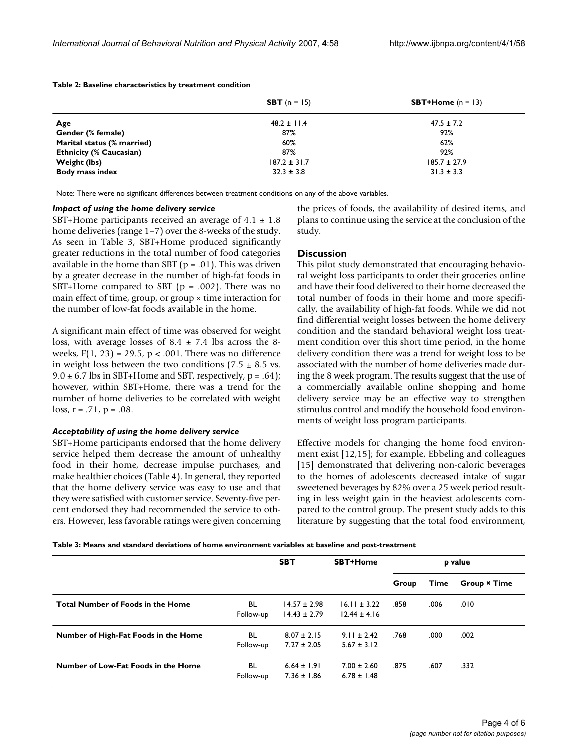**Table 2: Baseline characteristics by treatment condition**

| | **SBT** (n = 15) | **SBT+Home** (n = 13) |
|---|---|---|
| **Age** | 48.2 ± 11.4 | 47.5 ± 7.2 |
| **Gender (% female)** | 87% | 92% |
| **Marital status (% married)** | 60% | 62% |
| **Ethnicity (% Caucasian)** | 87% | 92% |
| **Weight (lbs)** | 187.2 ± 31.7 | 185.7 ± 27.9 |
| **Body mass index** | 32.3 ± 3.8 | 31.3 ± 3.3 |

Note: There were no significant differences between treatment conditions on any of the above variables.

### *Impact of using the home delivery service*

SBT+Home participants received an average of 4.1 ± 1.8 home deliveries (range 1–7) over the 8-weeks of the study. As seen in Table 3, SBT+Home produced significantly greater reductions in the total number of food categories available in the home than SBT ($p = .01$). This was driven by a greater decrease in the number of high-fat foods in SBT+Home compared to SBT ($p = .002$). There was no main effect of time, group, or group × time interaction for the number of low-fat foods available in the home.

A significant main effect of time was observed for weight loss, with average losses of 8.4 ± 7.4 lbs across the 8-weeks, $F(1, 23) = 29.5$, $p < .001$. There was no difference in weight loss between the two conditions (7.5 ± 8.5 vs. 9.0 ± 6.7 lbs in SBT+Home and SBT, respectively, $p = .64$); however, within SBT+Home, there was a trend for the number of home deliveries to be correlated with weight loss, $r = .71$, $p = .08$.

### *Acceptability of using the home delivery service*

SBT+Home participants endorsed that the home delivery service helped them decrease the amount of unhealthy food in their home, decrease impulse purchases, and make healthier choices (Table 4). In general, they reported that the home delivery service was easy to use and that they were satisfied with customer service. Seventy-five percent endorsed they had recommended the service to others. However, less favorable ratings were given concerning the prices of foods, the availability of desired items, and plans to continue using the service at the conclusion of the study.

## Discussion

This pilot study demonstrated that encouraging behavioral weight loss participants to order their groceries online and have their food delivered to their home decreased the total number of foods in their home and more specifically, the availability of high-fat foods. While we did not find differential weight losses between the home delivery condition and the standard behavioral weight loss treatment condition over this short time period, in the home delivery condition there was a trend for weight loss to be associated with the number of home deliveries made during the 8 week program. The results suggest that the use of a commercially available online shopping and home delivery service may be an effective way to strengthen stimulus control and modify the household food environments of weight loss program participants.

Effective models for changing the home food environment exist [12,15]; for example, Ebbeling and colleagues [15] demonstrated that delivering non-caloric beverages to the homes of adolescents decreased intake of sugar sweetened beverages by 82% over a 25 week period resulting in less weight gain in the heaviest adolescents compared to the control group. The present study adds to this literature by suggesting that the total food environment,

**Table 3: Means and standard deviations of home environment variables at baseline and post-treatment**

| | | **SBT** | **SBT+Home** | **p value** | | |
|---|---|---|---|---|---|---|
| | | | | **Group** | **Time** | **Group × Time** |
| **Total Number of Foods in the Home** | BL | 14.57 ± 2.98 | 16.11 ± 3.22 | .858 | .006 | .010 |
| | Follow-up | 14.43 ± 2.79 | 12.44 ± 4.16 | | | |
| **Number of High-Fat Foods in the Home** | BL | 8.07 ± 2.15 | 9.11 ± 2.42 | .768 | .000 | .002 |
| | Follow-up | 7.27 ± 2.05 | 5.67 ± 3.12 | | | |
| **Number of Low-Fat Foods in the Home** | BL | 6.64 ± 1.91 | 7.00 ± 2.60 | .875 | .607 | .332 |
| | Follow-up | 7.36 ± 1.86 | 6.78 ± 1.48 | | | |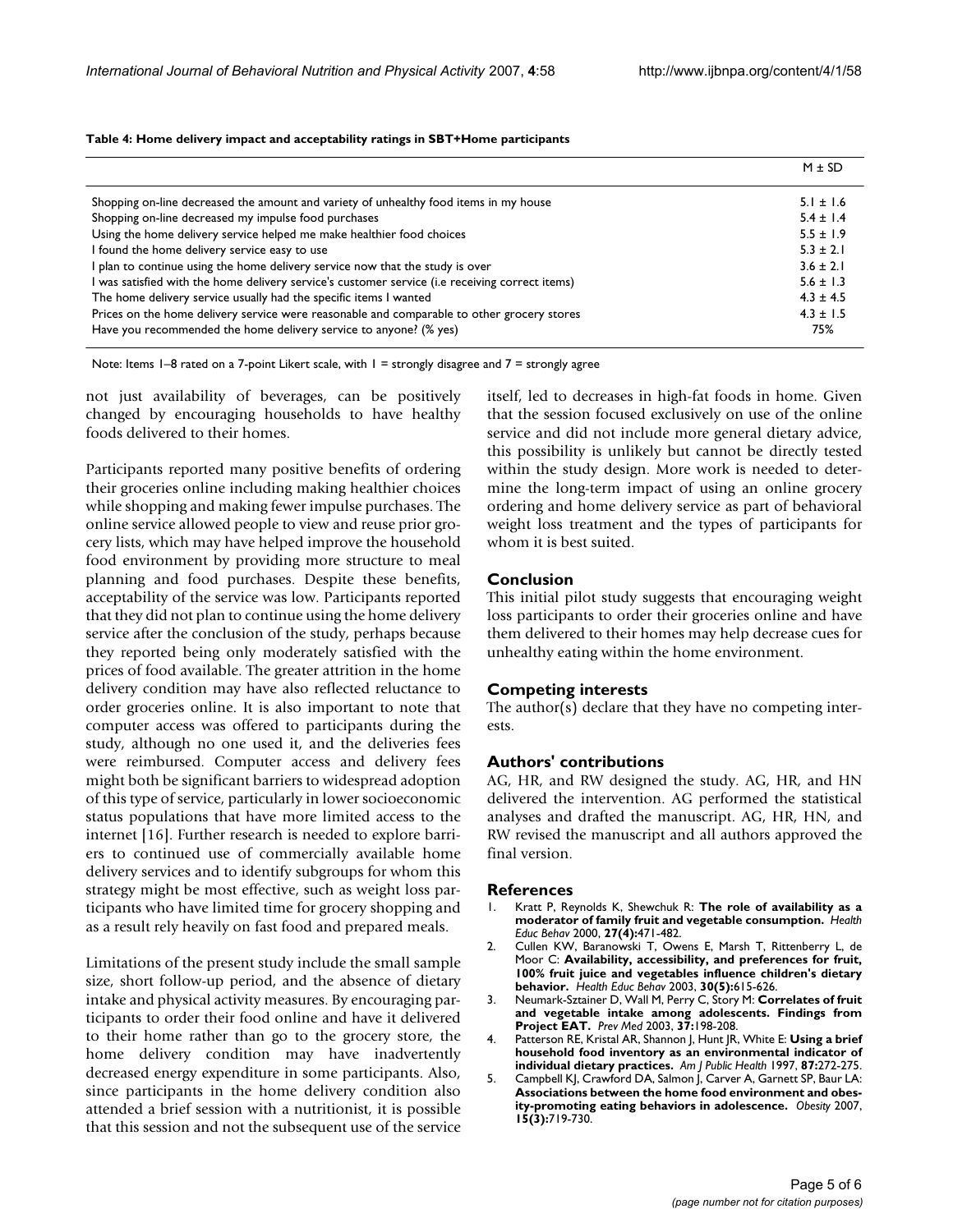**Table 4: Home delivery impact and acceptability ratings in SBT+Home participants**

| | M ± SD |
|---|---|
| Shopping on-line decreased the amount and variety of unhealthy food items in my house | 5.1 ± 1.6 |
| Shopping on-line decreased my impulse food purchases | 5.4 ± 1.4 |
| Using the home delivery service helped me make healthier food choices | 5.5 ± 1.9 |
| I found the home delivery service easy to use | 5.3 ± 2.1 |
| I plan to continue using the home delivery service now that the study is over | 3.6 ± 2.1 |
| I was satisfied with the home delivery service's customer service (i.e receiving correct items) | 5.6 ± 1.3 |
| The home delivery service usually had the specific items I wanted | 4.3 ± 4.5 |
| Prices on the home delivery service were reasonable and comparable to other grocery stores | 4.3 ± 1.5 |
| Have you recommended the home delivery service to anyone? (% yes) | 75% |

Note: Items 1–8 rated on a 7-point Likert scale, with 1 = strongly disagree and 7 = strongly agree

not just availability of beverages, can be positively changed by encouraging households to have healthy foods delivered to their homes.

Participants reported many positive benefits of ordering their groceries online including making healthier choices while shopping and making fewer impulse purchases. The online service allowed people to view and reuse prior grocery lists, which may have helped improve the household food environment by providing more structure to meal planning and food purchases. Despite these benefits, acceptability of the service was low. Participants reported that they did not plan to continue using the home delivery service after the conclusion of the study, perhaps because they reported being only moderately satisfied with the prices of food available. The greater attrition in the home delivery condition may have also reflected reluctance to order groceries online. It is also important to note that computer access was offered to participants during the study, although no one used it, and the deliveries fees were reimbursed. Computer access and delivery fees might both be significant barriers to widespread adoption of this type of service, particularly in lower socioeconomic status populations that have more limited access to the internet [16]. Further research is needed to explore barriers to continued use of commercially available home delivery services and to identify subgroups for whom this strategy might be most effective, such as weight loss participants who have limited time for grocery shopping and as a result rely heavily on fast food and prepared meals.

Limitations of the present study include the small sample size, short follow-up period, and the absence of dietary intake and physical activity measures. By encouraging participants to order their food online and have it delivered to their home rather than go to the grocery store, the home delivery condition may have inadvertently decreased energy expenditure in some participants. Also, since participants in the home delivery condition also attended a brief session with a nutritionist, it is possible that this session and not the subsequent use of the service itself, led to decreases in high-fat foods in home. Given that the session focused exclusively on use of the online service and did not include more general dietary advice, this possibility is unlikely but cannot be directly tested within the study design. More work is needed to determine the long-term impact of using an online grocery ordering and home delivery service as part of behavioral weight loss treatment and the types of participants for whom it is best suited.

## Conclusion

This initial pilot study suggests that encouraging weight loss participants to order their groceries online and have them delivered to their homes may help decrease cues for unhealthy eating within the home environment.

## Competing interests

The author(s) declare that they have no competing interests.

## Authors' contributions

AG, HR, and RW designed the study. AG, HR, and HN delivered the intervention. AG performed the statistical analyses and drafted the manuscript. AG, HR, HN, and RW revised the manuscript and all authors approved the final version.

## References

1. Kratt P, Reynolds K, Shewchuk R: **The role of availability as a moderator of family fruit and vegetable consumption.** *Health Educ Behav* 2000, **27(4):**471-482.
2. Cullen KW, Baranowski T, Owens E, Marsh T, Rittenberry L, de Moor C: **Availability, accessibility, and preferences for fruit, 100% fruit juice and vegetables influence children's dietary behavior.** *Health Educ Behav* 2003, **30(5):**615-626.
3. Neumark-Sztainer D, Wall M, Perry C, Story M: **Correlates of fruit and vegetable intake among adolescents. Findings from Project EAT.** *Prev Med* 2003, **37:**198-208.
4. Patterson RE, Kristal AR, Shannon J, Hunt JR, White E: **Using a brief household food inventory as an environmental indicator of individual dietary practices.** *Am J Public Health* 1997, **87:**272-275.
5. Campbell KJ, Crawford DA, Salmon J, Carver A, Garnett SP, Baur LA: **Associations between the home food environment and obesity-promoting eating behaviors in adolescence.** *Obesity* 2007, **15(3):**719-730.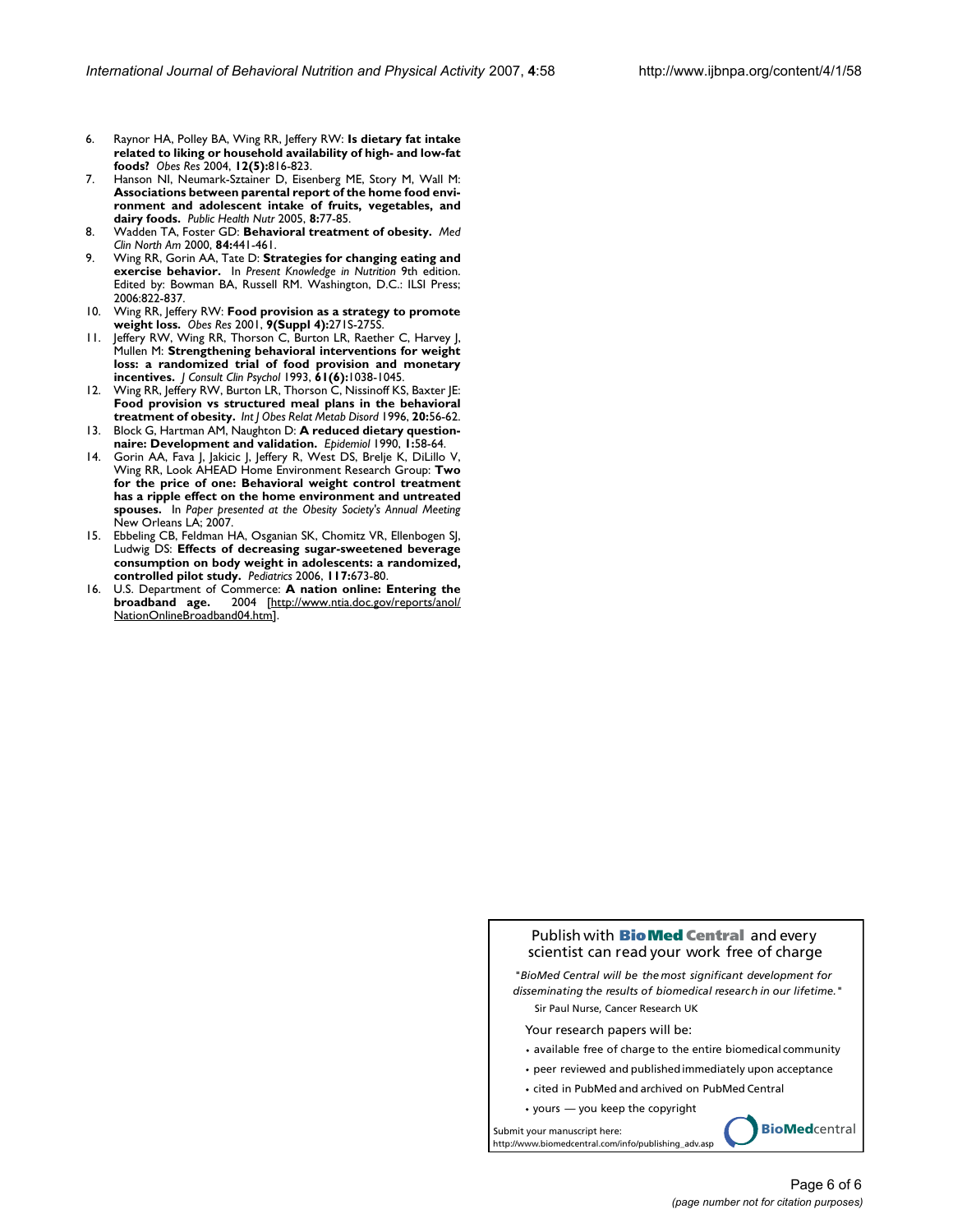6. Raynor HA, Polley BA, Wing RR, Jeffery RW: **Is dietary fat intake related to liking or household availability of high- and low-fat foods?** *Obes Res* 2004, **12(5):**816-823.
7. Hanson NI, Neumark-Sztainer D, Eisenberg ME, Story M, Wall M: **Associations between parental report of the home food environment and adolescent intake of fruits, vegetables, and dairy foods.** *Public Health Nutr* 2005, **8:**77-85.
8. Wadden TA, Foster GD: **Behavioral treatment of obesity.** *Med Clin North Am* 2000, **84:**441-461.
9. Wing RR, Gorin AA, Tate D: **Strategies for changing eating and exercise behavior.** In *Present Knowledge in Nutrition* 9th edition. Edited by: Bowman BA, Russell RM. Washington, D.C.: ILSI Press; 2006:822-837.
10. Wing RR, Jeffery RW: **Food provision as a strategy to promote weight loss.** *Obes Res* 2001, **9(Suppl 4):**271S-275S.
11. Jeffery RW, Wing RR, Thorson C, Burton LR, Raether C, Harvey J, Mullen M: **Strengthening behavioral interventions for weight loss: a randomized trial of food provision and monetary incentives.** *J Consult Clin Psychol* 1993, **61(6):**1038-1045.
12. Wing RR, Jeffery RW, Burton LR, Thorson C, Nissinoff KS, Baxter JE: **Food provision vs structured meal plans in the behavioral treatment of obesity.** *Int J Obes Relat Metab Disord* 1996, **20:**56-62.
13. Block G, Hartman AM, Naughton D: **A reduced dietary questionnaire: Development and validation.** *Epidemiol* 1990, **1:**58-64.
14. Gorin AA, Fava J, Jakicic J, Jeffery R, West DS, Brelje K, DiLillo V, Wing RR, Look AHEAD Home Environment Research Group: **Two for the price of one: Behavioral weight control treatment has a ripple effect on the home environment and untreated spouses.** In *Paper presented at the Obesity Society's Annual Meeting* New Orleans LA; 2007.
15. Ebbeling CB, Feldman HA, Osganian SK, Chomitz VR, Ellenbogen SJ, Ludwig DS: **Effects of decreasing sugar-sweetened beverage consumption on body weight in adolescents: a randomized, controlled pilot study.** *Pediatrics* 2006, **117:**673-80.
16. U.S. Department of Commerce: **A nation online: Entering the broadband age.** 2004 [http://www.ntia.doc.gov/reports/anol/NationOnlineBroadband04.htm].

Publish with **BioMed Central** and every scientist can read your work free of charge

*"BioMed Central will be the most significant development for disseminating the results of biomedical research in our lifetime."*

Sir Paul Nurse, Cancer Research UK

Your research papers will be:

- available free of charge to the entire biomedical community
- peer reviewed and published immediately upon acceptance
- cited in PubMed and archived on PubMed Central
- yours — you keep the copyright

Submit your manuscript here:
http://www.biomedcentral.com/info/publishing_adv.asp

**BioMed**central